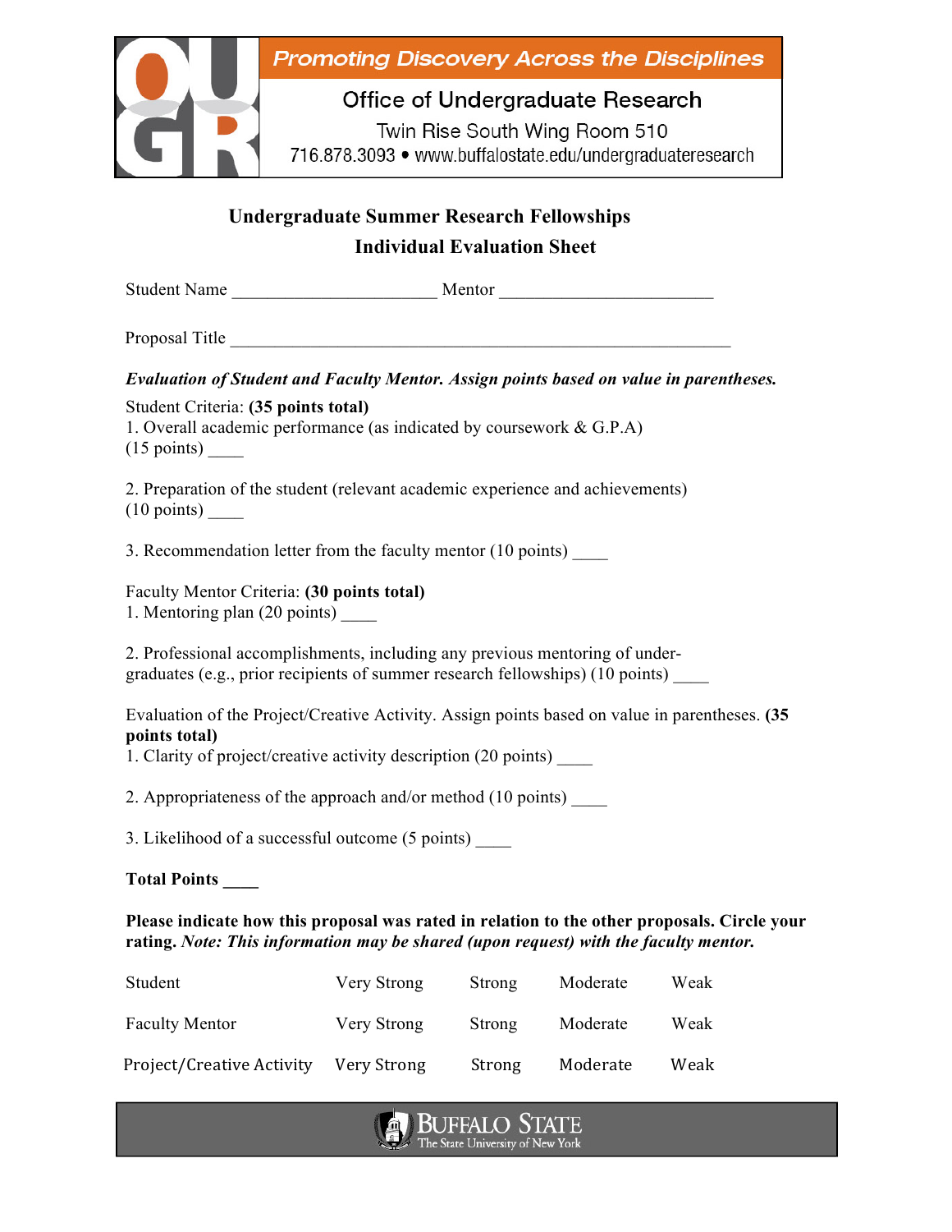**Promoting Discovery Across the Disciplines**

Office of Undergraduate Research

Twin Rise South Wing Room 510

716.878.3093 • www.buffalostate.edu/undergraduateresearch

## Undergraduate Summer Research Fellowships

## Individual Evaluation Sheet

Student Name ______________________ Mentor ______________________

Proposal Title ________________________________________________________

***Evaluation of Student and Faculty Mentor. Assign points based on value in parentheses.***

Student Criteria: **(35 points total)**

1. Overall academic performance (as indicated by coursework & G.P.A)
(15 points) ____

2. Preparation of the student (relevant academic experience and achievements)
(10 points) ____

3. Recommendation letter from the faculty mentor (10 points) ____

Faculty Mentor Criteria: **(30 points total)**

1. Mentoring plan (20 points) ____

2. Professional accomplishments, including any previous mentoring of under-graduates (e.g., prior recipients of summer research fellowships) (10 points) ____

Evaluation of the Project/Creative Activity. Assign points based on value in parentheses. **(35 points total)**

1. Clarity of project/creative activity description (20 points) ____

2. Appropriateness of the approach and/or method (10 points) ____

3. Likelihood of a successful outcome (5 points) ____

**Total Points ____**

**Please indicate how this proposal was rated in relation to the other proposals. Circle your rating. *Note: This information may be shared (upon request) with the faculty mentor.***

| | | | | |
|---|---|---|---|---|
| Student | Very Strong | Strong | Moderate | Weak |
| Faculty Mentor | Very Strong | Strong | Moderate | Weak |
| Project/Creative Activity | Very Strong | Strong | Moderate | Weak |

BUFFALO STATE
The State University of New York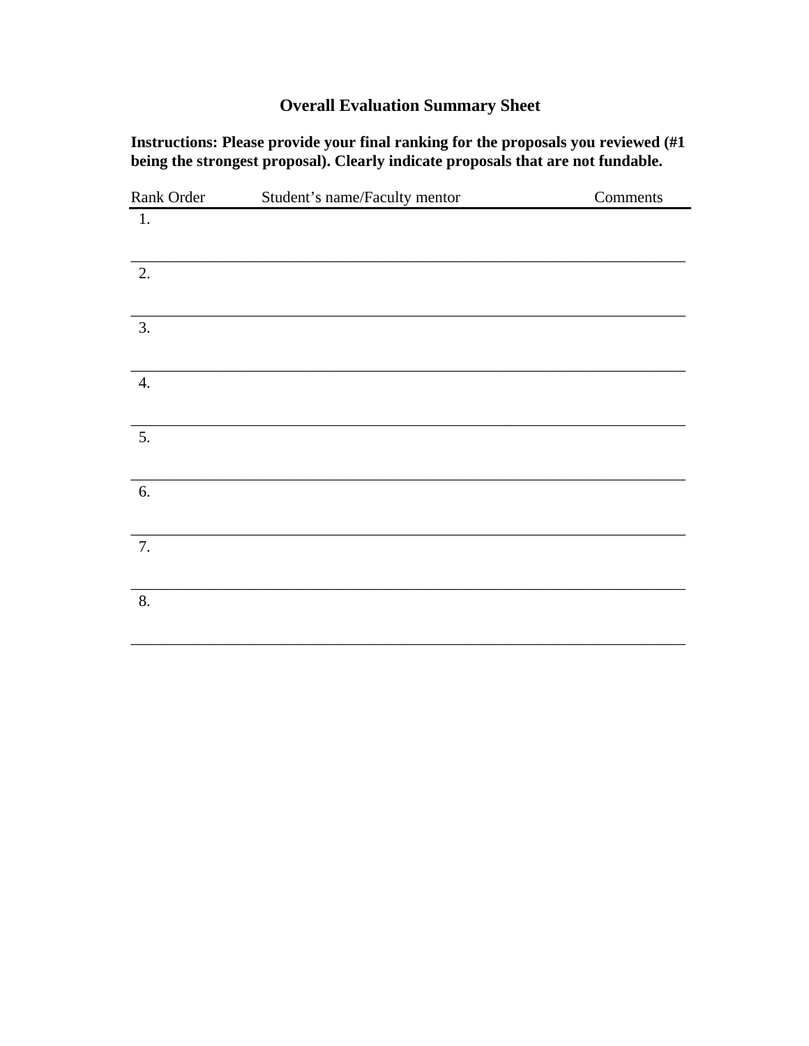## Overall Evaluation Summary Sheet

**Instructions: Please provide your final ranking for the proposals you reviewed (#1 being the strongest proposal). Clearly indicate proposals that are not fundable.**

| Rank Order | Student's name/Faculty mentor | Comments |
|---|---|---|
| 1. | | |
| 2. | | |
| 3. | | |
| 4. | | |
| 5. | | |
| 6. | | |
| 7. | | |
| 8. | | |